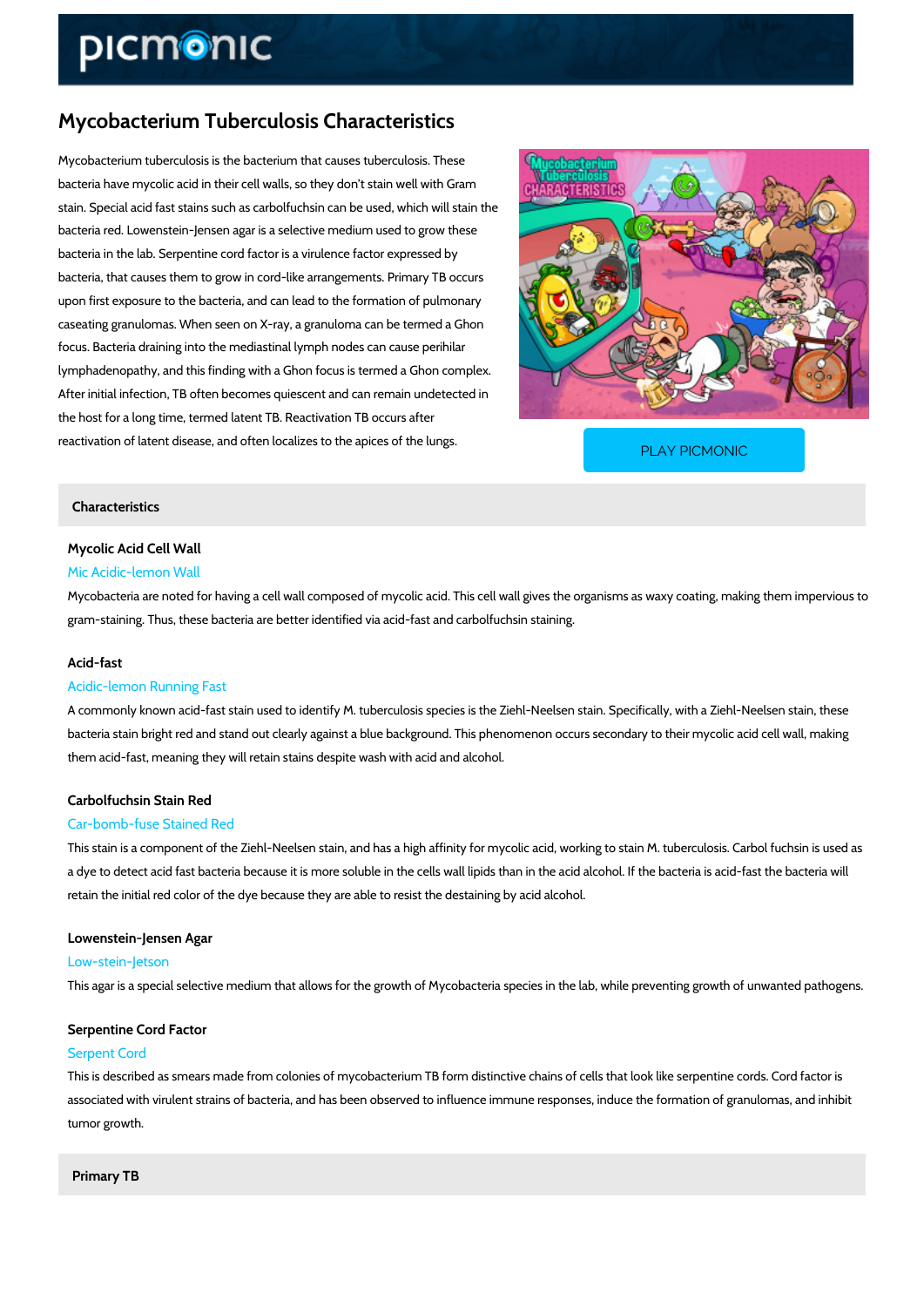# Mycobacterium Tuberculosis Characteristics

Mycobacterium tuberculosis is the bacterium that causes tuberculosis. These bacteria have mycolic acid in their cell walls, so they don't stain well with Gram stain. Special acid fast stains such as carbolfuchsin can be used, which will stain the bacteria red. Lowenstein-Jensen agar is a selective medium used to grow these bacteria in the lab. Serpentine cord factor is a virulence factor expressed by bacteria, that causes them to grow in cord-like arrangements. Primary TB occurs upon first exposure to the bacteria, and can lead to the formation of pulmonary caseating granulomas. When seen on X-ray, a granuloma can be termed a Ghon focus. Bacteria draining into the mediastinal lymph nodes can cause perihilar lymphadenopathy, and this finding with a Ghon focus is termed a Ghon complex. After initial infection, TB often becomes quiescent and can remain undetected in the host for a long time, termed latent TB. Reactivation TB occurs after reactivation of latent disease, and often localizes to the apices of the lungs.

PLAY PICMONIC

## Characteristics

### Mycolic Acid Cell Wall

Mic Acidic-lemon Wall

Mycobacteria are noted for having a cell wall composed of mycolic acid. This cell wall gives the organisms as waxy coating, making them impervious to gram-staining. Thus, these bacteria are better identified via acid-fast and carbolfuchsin staining.

### Acid-fast

Acidic-lemon Running Fast

A commonly known acid-fast stain used to identify M. tuberculosis species is the Ziehl-Neelsen stain. Specifically, with a Ziehl-Neelsen stain, these bacteria stain bright red and stand out clearly against a blue background. This phenomenon occurs secondary to their mycolic acid cell wall, making them acid-fast, meaning they will retain stains despite wash with acid and alcohol.

### Carbolfuchsin Stain Red

Car-bomb-fuse Stained Red

This stain is a component of the Ziehl-Neelsen stain, and has a high affinity for mycolic acid, working to stain M. tuberculosis. Carbol fuchsin is used as a dye to detect acid fast bacteria because it is more soluble in the cells wall lipids than in the acid alcohol. If the bacteria is acid-fast the bacteria will retain the initial red color of the dye because they are able to resist the destaining by acid alcohol.

### Lowenstein-Jensen Agar

Low-stein-Jetson

This agar is a special selective medium that allows for the growth of Mycobacteria species in the lab, while preventing growth of unwanted pathogens.

### Serpentine Cord Factor

Serpent Cord

This is described as smears made from colonies of mycobacterium TB form distinctive chains of cells that look like serpentine cords. Cord factor is associated with virulent strains of bacteria, and has been observed to influence immune responses, induce the formation of granulomas, and inhibit tumor growth.

## Primary TB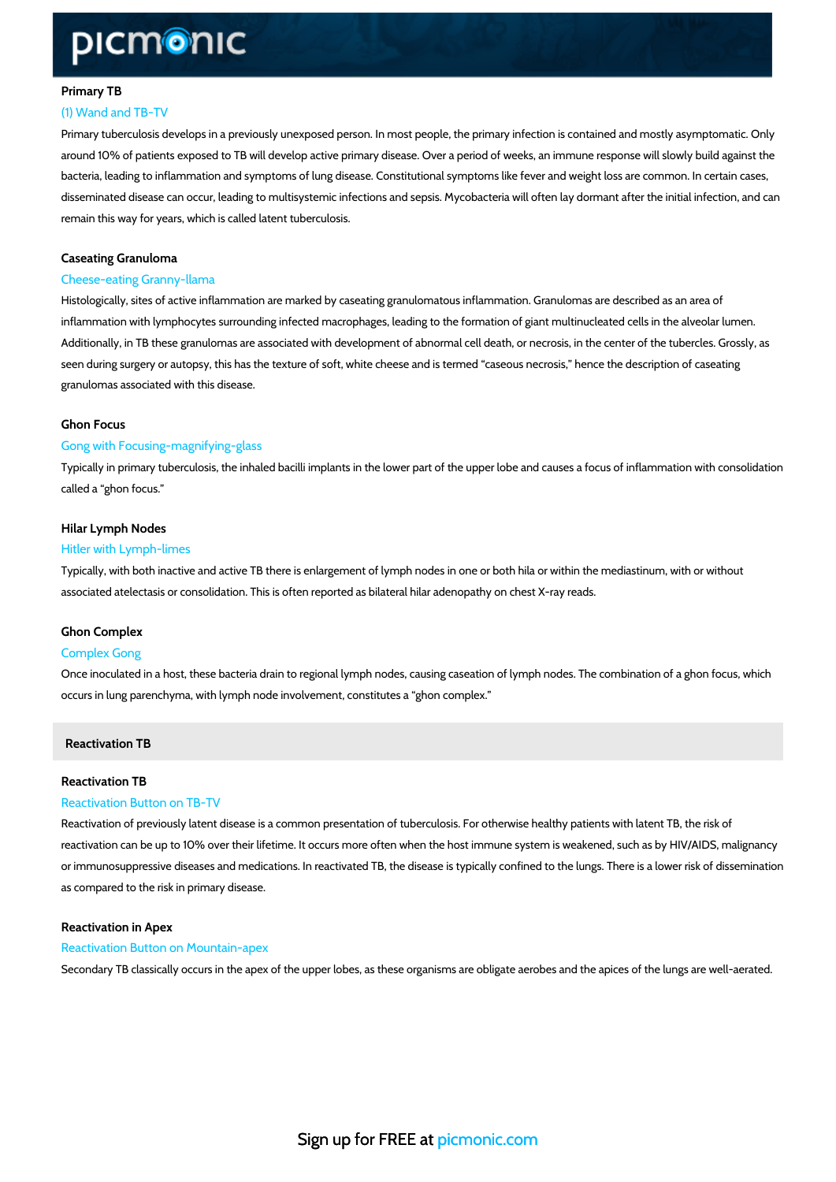### Primary TB

(1) Wand and TB-TV

Primary tuberculosis develops in a previously unexposed person. In most people, the primary infection is contained and mostly asymptomatic. Only around 10% of patients exposed to TB will develop active primary disease. Over a period of weeks, an immune response will slowly build against the bacteria, leading to inflammation and symptoms of lung disease. Constitutional symptoms like fever and weight loss are common. In certain cases, disseminated disease can occur, leading to multisystemic infections and sepsis. Mycobacteria will often lay dormant after the initial infection, and can remain this way for years, which is called latent tuberculosis.

### Caseating Granuloma

Cheese-eating Granny-llama

Histologically, sites of active inflammation are marked by caseating granulomatous inflammation. Granulomas are described as an area of inflammation with lymphocytes surrounding infected macrophages, leading to the formation of giant multinucleated cells in the alveolar lumen. Additionally, in TB these granulomas are associated with development of abnormal cell death, or necrosis, in the center of the tubercles. Grossly, as seen during surgery or autopsy, this has the texture of soft, white cheese and is termed "caseous necrosis," hence the description of caseating granulomas associated with this disease.

### Ghon Focus

Gong with Focusing-magnifying-glass

Typically in primary tuberculosis, the inhaled bacilli implants in the lower part of the upper lobe and causes a focus of inflammation with consolidation called a "ghon focus."

### Hilar Lymph Nodes

Hitler with Lymph-limes

Typically, with both inactive and active TB there is enlargement of lymph nodes in one or both hila or within the mediastinum, with or without associated atelectasis or consolidation. This is often reported as bilateral hilar adenopathy on chest X-ray reads.

### Ghon Complex

Complex Gong

Once inoculated in a host, these bacteria drain to regional lymph nodes, causing caseation of lymph nodes. The combination of a ghon focus, which occurs in lung parenchyma, with lymph node involvement, constitutes a "ghon complex."

## Reactivation TB

### Reactivation TB

Reactivation Button on TB-TV

Reactivation of previously latent disease is a common presentation of tuberculosis. For otherwise healthy patients with latent TB, the risk of reactivation can be up to 10% over their lifetime. It occurs more often when the host immune system is weakened, such as by HIV/AIDS, malignancy or immunosuppressive diseases and medications. In reactivated TB, the disease is typically confined to the lungs. There is a lower risk of dissemination as compared to the risk in primary disease.

### Reactivation in Apex

Reactivation Button on Mountain-apex

Secondary TB classically occurs in the apex of the upper lobes, as these organisms are obligate aerobes and the apices of the lungs are well-aerated.